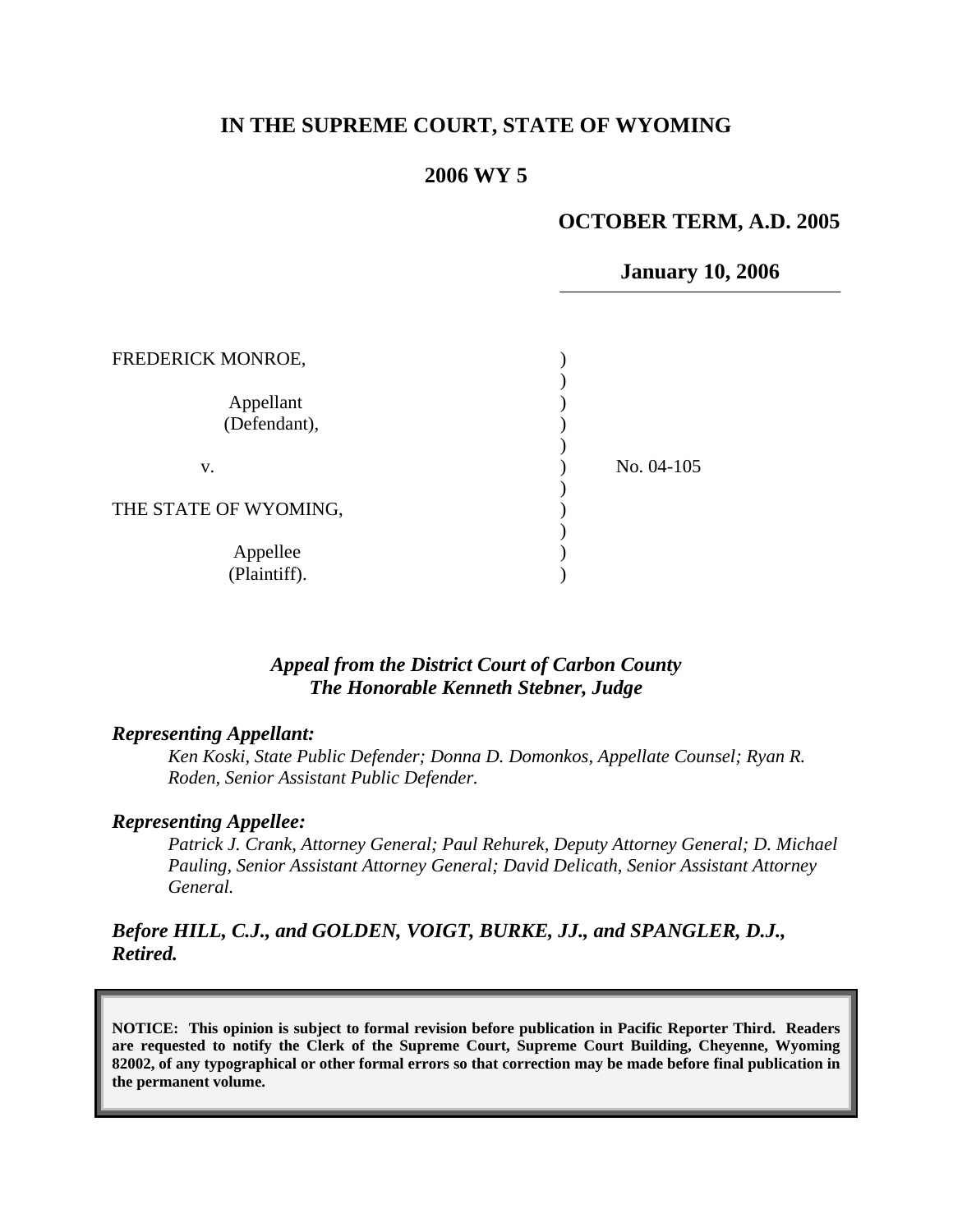# IN THE SUPREME COURT, STATE OF WYOMING

## 2006 WY 5

**OCTOBER TERM, A.D. 2005**

**January 10, 2006**

FREDERICK MONROE,

Appellant (Defendant),

v.

THE STATE OF WYOMING,

Appellee (Plaintiff).

No. 04-105

***Appeal from the District Court of Carbon County***
***The Honorable Kenneth Stebner, Judge***

***Representing Appellant:***

*Ken Koski, State Public Defender; Donna D. Domonkos, Appellate Counsel; Ryan R. Roden, Senior Assistant Public Defender.*

***Representing Appellee:***

*Patrick J. Crank, Attorney General; Paul Rehurek, Deputy Attorney General; D. Michael Pauling, Senior Assistant Attorney General; David Delicath, Senior Assistant Attorney General.*

***Before HILL, C.J., and GOLDEN, VOIGT, BURKE, JJ., and SPANGLER, D.J., Retired.***

**NOTICE: This opinion is subject to formal revision before publication in Pacific Reporter Third. Readers are requested to notify the Clerk of the Supreme Court, Supreme Court Building, Cheyenne, Wyoming 82002, of any typographical or other formal errors so that correction may be made before final publication in the permanent volume.**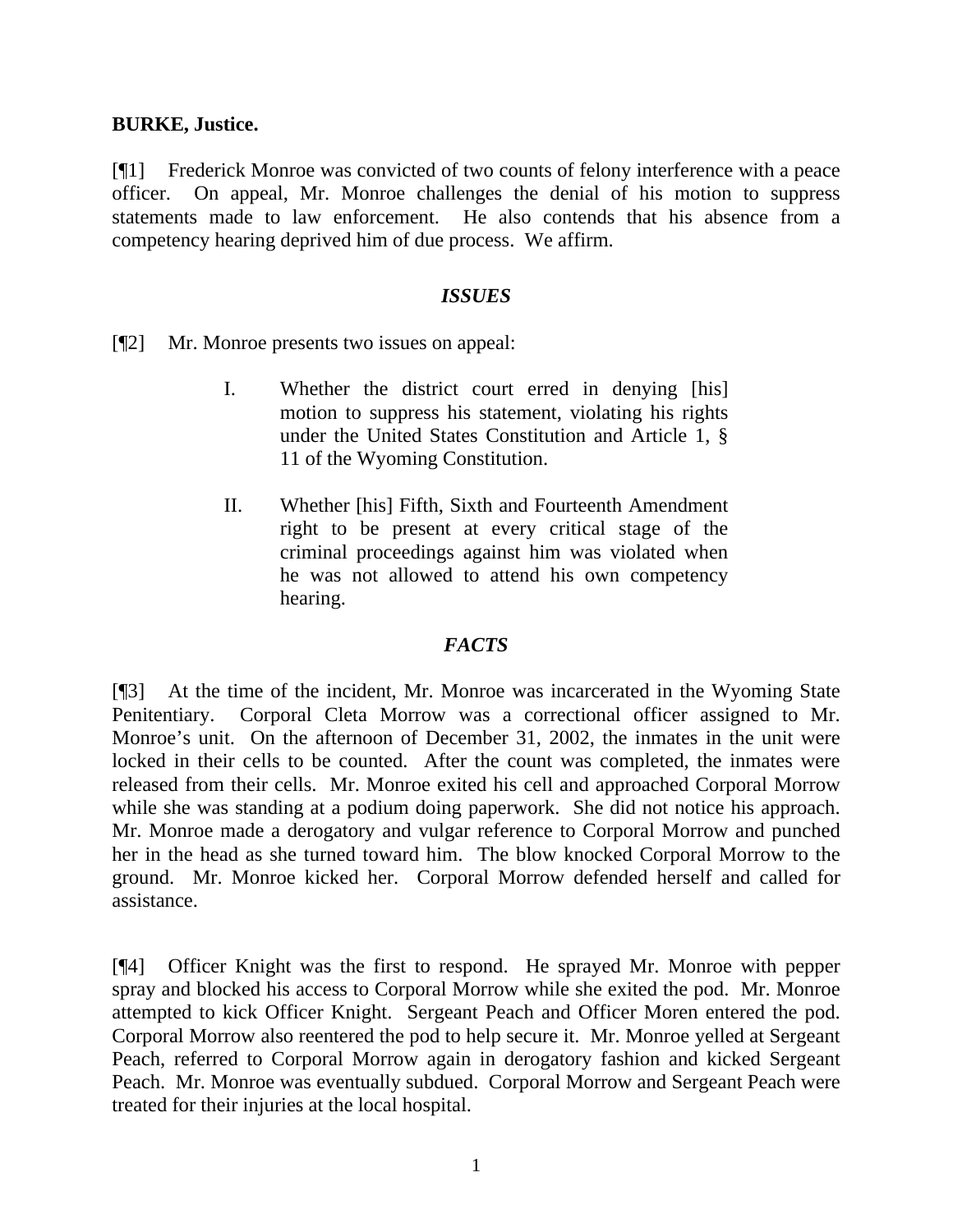**BURKE, Justice.**

[¶1] Frederick Monroe was convicted of two counts of felony interference with a peace officer. On appeal, Mr. Monroe challenges the denial of his motion to suppress statements made to law enforcement. He also contends that his absence from a competency hearing deprived him of due process. We affirm.

### *ISSUES*

[¶2] Mr. Monroe presents two issues on appeal:

> I. Whether the district court erred in denying [his] motion to suppress his statement, violating his rights under the United States Constitution and Article 1, § 11 of the Wyoming Constitution.
>
> II. Whether [his] Fifth, Sixth and Fourteenth Amendment right to be present at every critical stage of the criminal proceedings against him was violated when he was not allowed to attend his own competency hearing.

### *FACTS*

[¶3] At the time of the incident, Mr. Monroe was incarcerated in the Wyoming State Penitentiary. Corporal Cleta Morrow was a correctional officer assigned to Mr. Monroe's unit. On the afternoon of December 31, 2002, the inmates in the unit were locked in their cells to be counted. After the count was completed, the inmates were released from their cells. Mr. Monroe exited his cell and approached Corporal Morrow while she was standing at a podium doing paperwork. She did not notice his approach. Mr. Monroe made a derogatory and vulgar reference to Corporal Morrow and punched her in the head as she turned toward him. The blow knocked Corporal Morrow to the ground. Mr. Monroe kicked her. Corporal Morrow defended herself and called for assistance.

[¶4] Officer Knight was the first to respond. He sprayed Mr. Monroe with pepper spray and blocked his access to Corporal Morrow while she exited the pod. Mr. Monroe attempted to kick Officer Knight. Sergeant Peach and Officer Moren entered the pod. Corporal Morrow also reentered the pod to help secure it. Mr. Monroe yelled at Sergeant Peach, referred to Corporal Morrow again in derogatory fashion and kicked Sergeant Peach. Mr. Monroe was eventually subdued. Corporal Morrow and Sergeant Peach were treated for their injuries at the local hospital.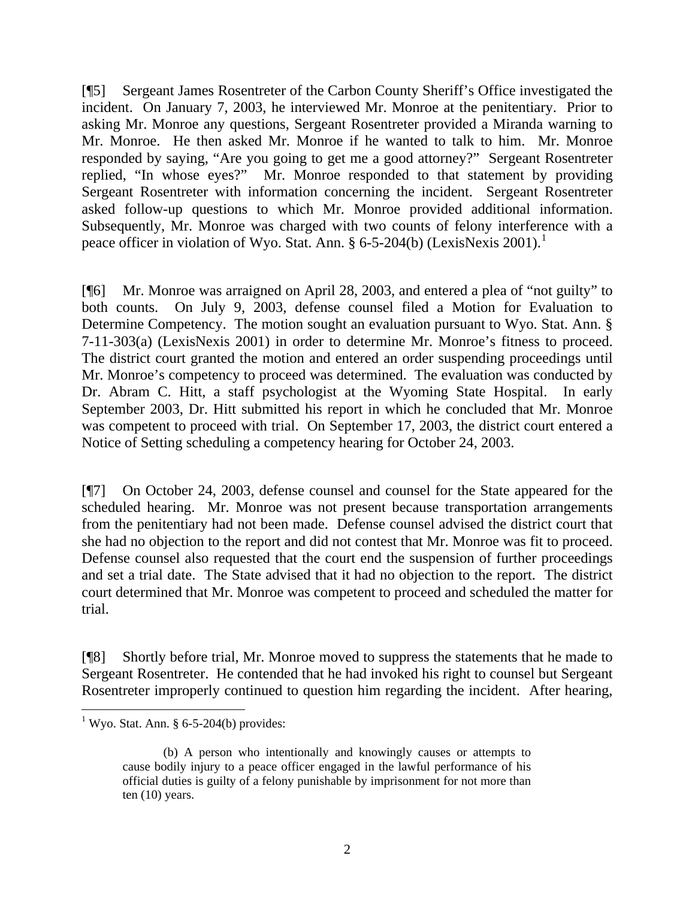[¶5] Sergeant James Rosentreter of the Carbon County Sheriff's Office investigated the incident. On January 7, 2003, he interviewed Mr. Monroe at the penitentiary. Prior to asking Mr. Monroe any questions, Sergeant Rosentreter provided a Miranda warning to Mr. Monroe. He then asked Mr. Monroe if he wanted to talk to him. Mr. Monroe responded by saying, "Are you going to get me a good attorney?" Sergeant Rosentreter replied, "In whose eyes?" Mr. Monroe responded to that statement by providing Sergeant Rosentreter with information concerning the incident. Sergeant Rosentreter asked follow-up questions to which Mr. Monroe provided additional information. Subsequently, Mr. Monroe was charged with two counts of felony interference with a peace officer in violation of Wyo. Stat. Ann. § 6-5-204(b) (LexisNexis 2001).[1]

[¶6] Mr. Monroe was arraigned on April 28, 2003, and entered a plea of "not guilty" to both counts. On July 9, 2003, defense counsel filed a Motion for Evaluation to Determine Competency. The motion sought an evaluation pursuant to Wyo. Stat. Ann. § 7-11-303(a) (LexisNexis 2001) in order to determine Mr. Monroe's fitness to proceed. The district court granted the motion and entered an order suspending proceedings until Mr. Monroe's competency to proceed was determined. The evaluation was conducted by Dr. Abram C. Hitt, a staff psychologist at the Wyoming State Hospital. In early September 2003, Dr. Hitt submitted his report in which he concluded that Mr. Monroe was competent to proceed with trial. On September 17, 2003, the district court entered a Notice of Setting scheduling a competency hearing for October 24, 2003.

[¶7] On October 24, 2003, defense counsel and counsel for the State appeared for the scheduled hearing. Mr. Monroe was not present because transportation arrangements from the penitentiary had not been made. Defense counsel advised the district court that she had no objection to the report and did not contest that Mr. Monroe was fit to proceed. Defense counsel also requested that the court end the suspension of further proceedings and set a trial date. The State advised that it had no objection to the report. The district court determined that Mr. Monroe was competent to proceed and scheduled the matter for trial.

[¶8] Shortly before trial, Mr. Monroe moved to suppress the statements that he made to Sergeant Rosentreter. He contended that he had invoked his right to counsel but Sergeant Rosentreter improperly continued to question him regarding the incident. After hearing,

---

[1] Wyo. Stat. Ann. § 6-5-204(b) provides:

> (b) A person who intentionally and knowingly causes or attempts to cause bodily injury to a peace officer engaged in the lawful performance of his official duties is guilty of a felony punishable by imprisonment for not more than ten (10) years.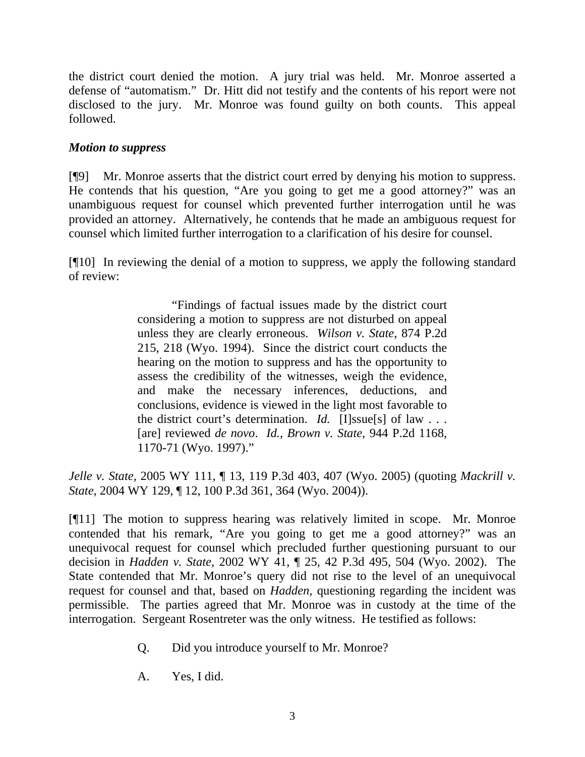the district court denied the motion. A jury trial was held. Mr. Monroe asserted a defense of "automatism." Dr. Hitt did not testify and the contents of his report were not disclosed to the jury. Mr. Monroe was found guilty on both counts. This appeal followed.

***Motion to suppress***

[¶9] Mr. Monroe asserts that the district court erred by denying his motion to suppress. He contends that his question, "Are you going to get me a good attorney?" was an unambiguous request for counsel which prevented further interrogation until he was provided an attorney. Alternatively, he contends that he made an ambiguous request for counsel which limited further interrogation to a clarification of his desire for counsel.

[¶10] In reviewing the denial of a motion to suppress, we apply the following standard of review:

> "Findings of factual issues made by the district court considering a motion to suppress are not disturbed on appeal unless they are clearly erroneous. *Wilson v. State,* 874 P.2d 215, 218 (Wyo. 1994). Since the district court conducts the hearing on the motion to suppress and has the opportunity to assess the credibility of the witnesses, weigh the evidence, and make the necessary inferences, deductions, and conclusions, evidence is viewed in the light most favorable to the district court's determination. *Id.* [I]ssue[s] of law . . . [are] reviewed *de novo*. *Id.*, *Brown v. State*, 944 P.2d 1168, 1170-71 (Wyo. 1997)."

*Jelle v. State*, 2005 WY 111, ¶ 13, 119 P.3d 403, 407 (Wyo. 2005) (quoting *Mackrill v. State*, 2004 WY 129, ¶ 12, 100 P.3d 361, 364 (Wyo. 2004)).

[¶11] The motion to suppress hearing was relatively limited in scope. Mr. Monroe contended that his remark, "Are you going to get me a good attorney?" was an unequivocal request for counsel which precluded further questioning pursuant to our decision in *Hadden v. State*, 2002 WY 41, ¶ 25, 42 P.3d 495, 504 (Wyo. 2002). The State contended that Mr. Monroe's query did not rise to the level of an unequivocal request for counsel and that, based on *Hadden*, questioning regarding the incident was permissible. The parties agreed that Mr. Monroe was in custody at the time of the interrogation. Sergeant Rosentreter was the only witness. He testified as follows:

> Q. Did you introduce yourself to Mr. Monroe?
>
> A. Yes, I did.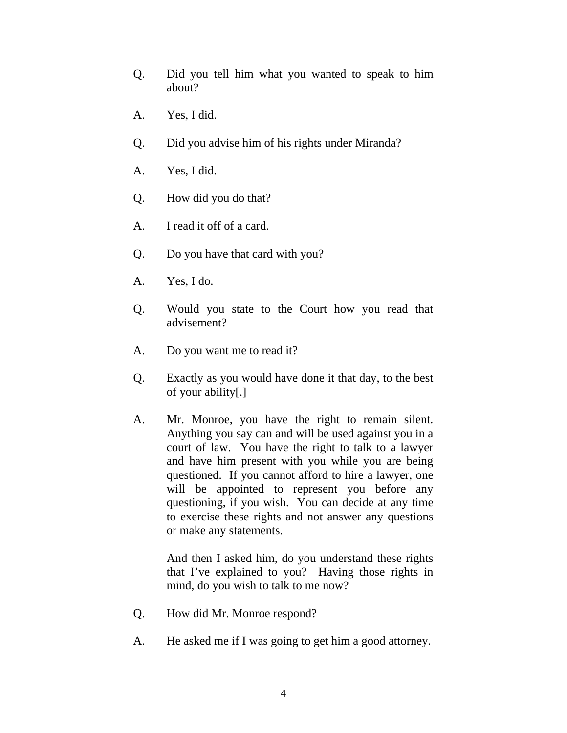Q. Did you tell him what you wanted to speak to him about?

A. Yes, I did.

Q. Did you advise him of his rights under Miranda?

A. Yes, I did.

Q. How did you do that?

A. I read it off of a card.

Q. Do you have that card with you?

A. Yes, I do.

Q. Would you state to the Court how you read that advisement?

A. Do you want me to read it?

Q. Exactly as you would have done it that day, to the best of your ability[.]

A. Mr. Monroe, you have the right to remain silent. Anything you say can and will be used against you in a court of law. You have the right to talk to a lawyer and have him present with you while you are being questioned. If you cannot afford to hire a lawyer, one will be appointed to represent you before any questioning, if you wish. You can decide at any time to exercise these rights and not answer any questions or make any statements.

And then I asked him, do you understand these rights that I've explained to you? Having those rights in mind, do you wish to talk to me now?

Q. How did Mr. Monroe respond?

A. He asked me if I was going to get him a good attorney.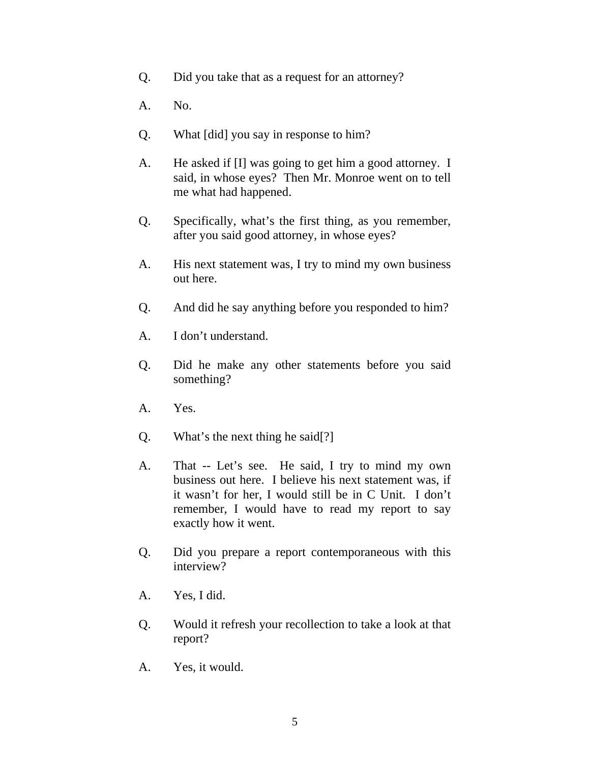Q. Did you take that as a request for an attorney?

A. No.

Q. What [did] you say in response to him?

A. He asked if [I] was going to get him a good attorney. I said, in whose eyes? Then Mr. Monroe went on to tell me what had happened.

Q. Specifically, what's the first thing, as you remember, after you said good attorney, in whose eyes?

A. His next statement was, I try to mind my own business out here.

Q. And did he say anything before you responded to him?

A. I don't understand.

Q. Did he make any other statements before you said something?

A. Yes.

Q. What's the next thing he said[?]

A. That -- Let's see. He said, I try to mind my own business out here. I believe his next statement was, if it wasn't for her, I would still be in C Unit. I don't remember, I would have to read my report to say exactly how it went.

Q. Did you prepare a report contemporaneous with this interview?

A. Yes, I did.

Q. Would it refresh your recollection to take a look at that report?

A. Yes, it would.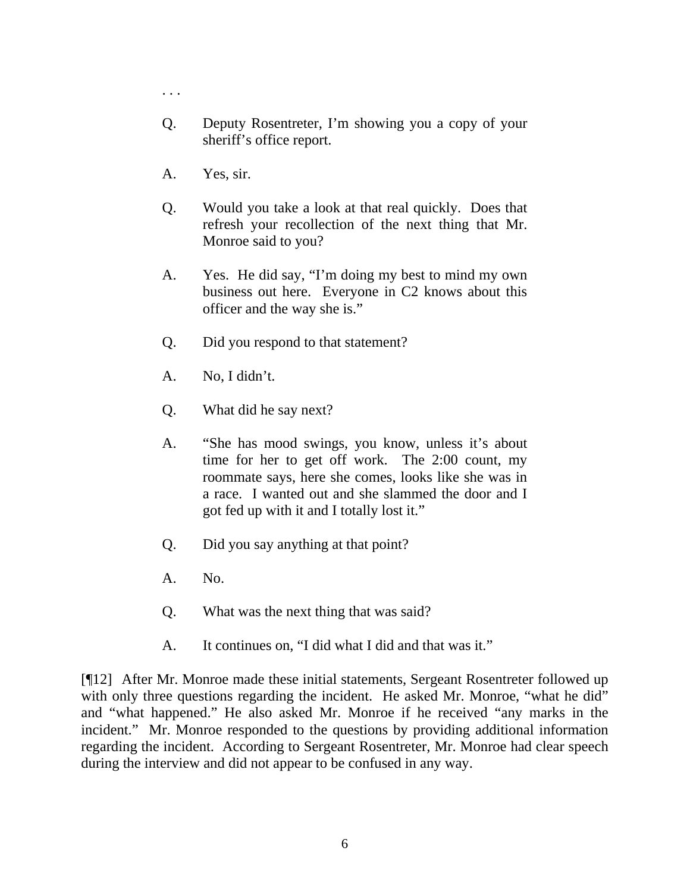. . .

> Q. Deputy Rosentreter, I'm showing you a copy of your sheriff's office report.
>
> A. Yes, sir.
>
> Q. Would you take a look at that real quickly. Does that refresh your recollection of the next thing that Mr. Monroe said to you?
>
> A. Yes. He did say, "I'm doing my best to mind my own business out here. Everyone in C2 knows about this officer and the way she is."
>
> Q. Did you respond to that statement?
>
> A. No, I didn't.
>
> Q. What did he say next?
>
> A. "She has mood swings, you know, unless it's about time for her to get off work. The 2:00 count, my roommate says, here she comes, looks like she was in a race. I wanted out and she slammed the door and I got fed up with it and I totally lost it."
>
> Q. Did you say anything at that point?
>
> A. No.
>
> Q. What was the next thing that was said?
>
> A. It continues on, "I did what I did and that was it."

[¶12] After Mr. Monroe made these initial statements, Sergeant Rosentreter followed up with only three questions regarding the incident. He asked Mr. Monroe, "what he did" and "what happened." He also asked Mr. Monroe if he received "any marks in the incident." Mr. Monroe responded to the questions by providing additional information regarding the incident. According to Sergeant Rosentreter, Mr. Monroe had clear speech during the interview and did not appear to be confused in any way.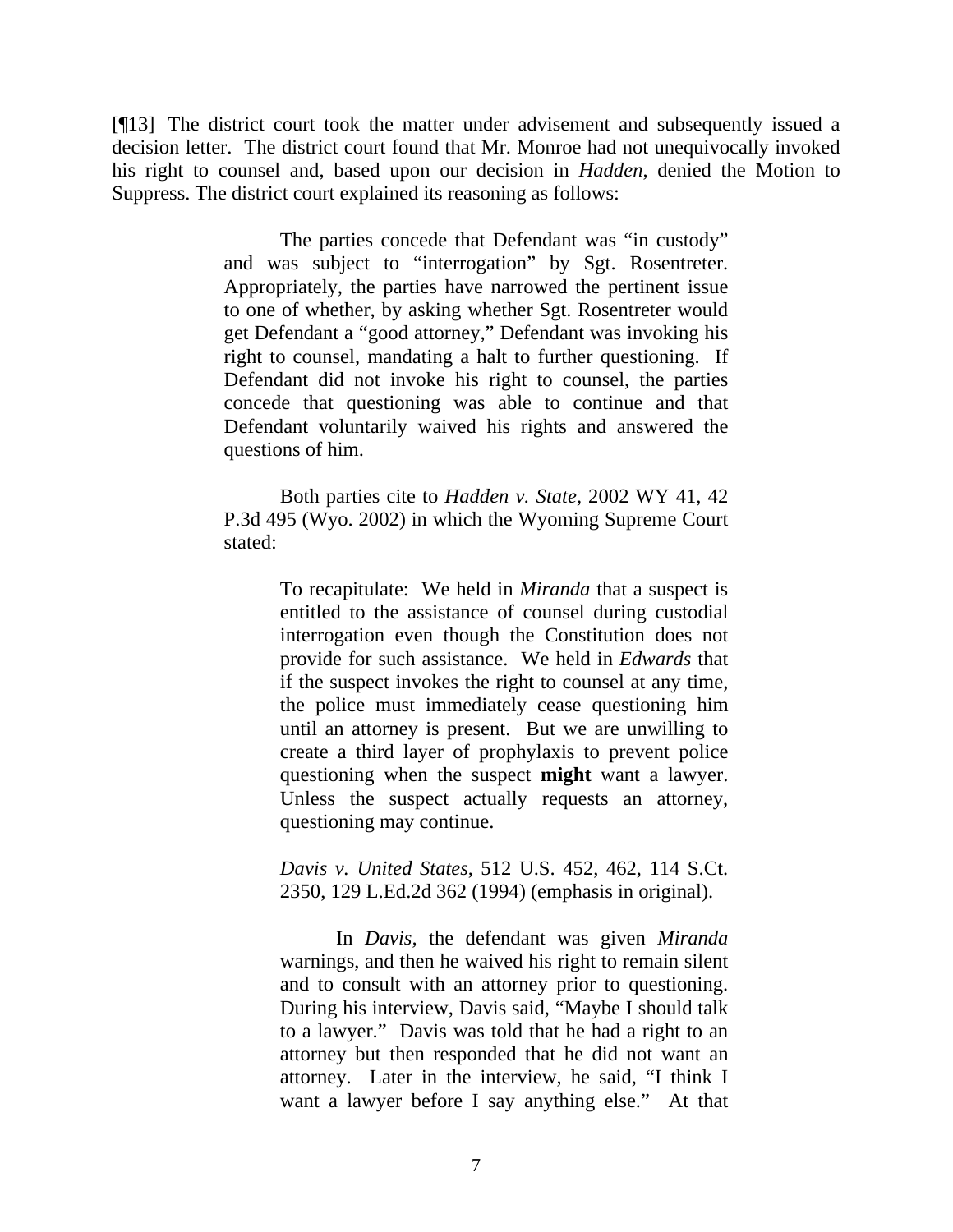[¶13] The district court took the matter under advisement and subsequently issued a decision letter. The district court found that Mr. Monroe had not unequivocally invoked his right to counsel and, based upon our decision in *Hadden*, denied the Motion to Suppress. The district court explained its reasoning as follows:

> The parties concede that Defendant was "in custody" and was subject to "interrogation" by Sgt. Rosentreter. Appropriately, the parties have narrowed the pertinent issue to one of whether, by asking whether Sgt. Rosentreter would get Defendant a "good attorney," Defendant was invoking his right to counsel, mandating a halt to further questioning. If Defendant did not invoke his right to counsel, the parties concede that questioning was able to continue and that Defendant voluntarily waived his rights and answered the questions of him.
>
> Both parties cite to *Hadden v. State*, 2002 WY 41, 42 P.3d 495 (Wyo. 2002) in which the Wyoming Supreme Court stated:
>
>> To recapitulate: We held in *Miranda* that a suspect is entitled to the assistance of counsel during custodial interrogation even though the Constitution does not provide for such assistance. We held in *Edwards* that if the suspect invokes the right to counsel at any time, the police must immediately cease questioning him until an attorney is present. But we are unwilling to create a third layer of prophylaxis to prevent police questioning when the suspect **might** want a lawyer. Unless the suspect actually requests an attorney, questioning may continue.
>>
>> *Davis v. United States*, 512 U.S. 452, 462, 114 S.Ct. 2350, 129 L.Ed.2d 362 (1994) (emphasis in original).
>>
>> In *Davis*, the defendant was given *Miranda* warnings, and then he waived his right to remain silent and to consult with an attorney prior to questioning. During his interview, Davis said, "Maybe I should talk to a lawyer." Davis was told that he had a right to an attorney but then responded that he did not want an attorney. Later in the interview, he said, "I think I want a lawyer before I say anything else." At that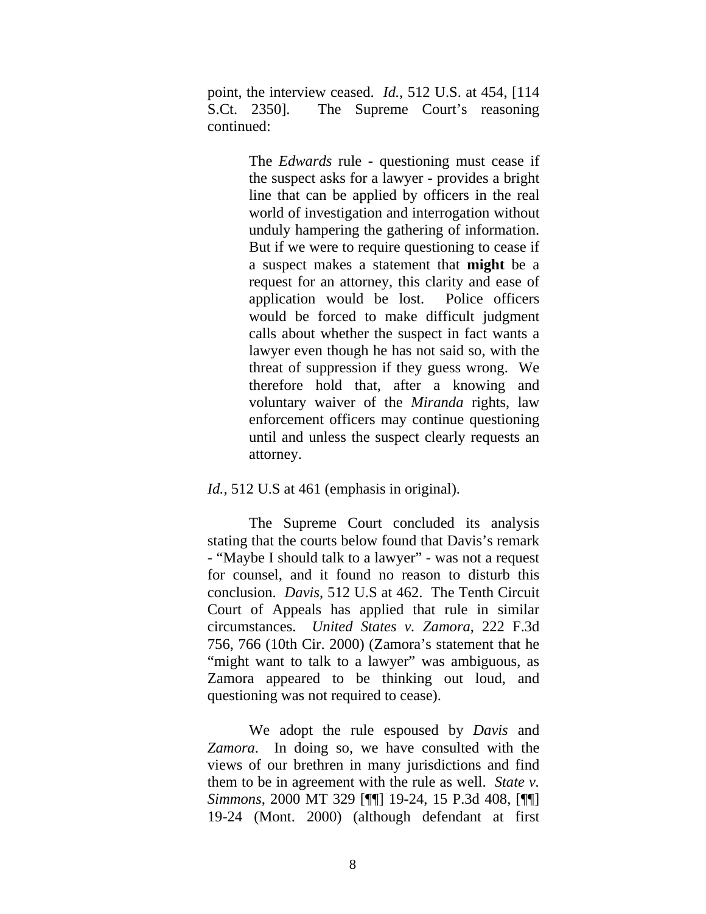point, the interview ceased. *Id.*, 512 U.S. at 454, [114 S.Ct. 2350]. The Supreme Court's reasoning continued:

> The *Edwards* rule - questioning must cease if the suspect asks for a lawyer - provides a bright line that can be applied by officers in the real world of investigation and interrogation without unduly hampering the gathering of information. But if we were to require questioning to cease if a suspect makes a statement that **might** be a request for an attorney, this clarity and ease of application would be lost. Police officers would be forced to make difficult judgment calls about whether the suspect in fact wants a lawyer even though he has not said so, with the threat of suppression if they guess wrong. We therefore hold that, after a knowing and voluntary waiver of the *Miranda* rights, law enforcement officers may continue questioning until and unless the suspect clearly requests an attorney.

*Id.*, 512 U.S at 461 (emphasis in original).

The Supreme Court concluded its analysis stating that the courts below found that Davis's remark - "Maybe I should talk to a lawyer" - was not a request for counsel, and it found no reason to disturb this conclusion. *Davis*, 512 U.S at 462. The Tenth Circuit Court of Appeals has applied that rule in similar circumstances. *United States v. Zamora*, 222 F.3d 756, 766 (10th Cir. 2000) (Zamora's statement that he "might want to talk to a lawyer" was ambiguous, as Zamora appeared to be thinking out loud, and questioning was not required to cease).

We adopt the rule espoused by *Davis* and *Zamora*. In doing so, we have consulted with the views of our brethren in many jurisdictions and find them to be in agreement with the rule as well. *State v. Simmons*, 2000 MT 329 [¶¶] 19-24, 15 P.3d 408, [¶¶] 19-24 (Mont. 2000) (although defendant at first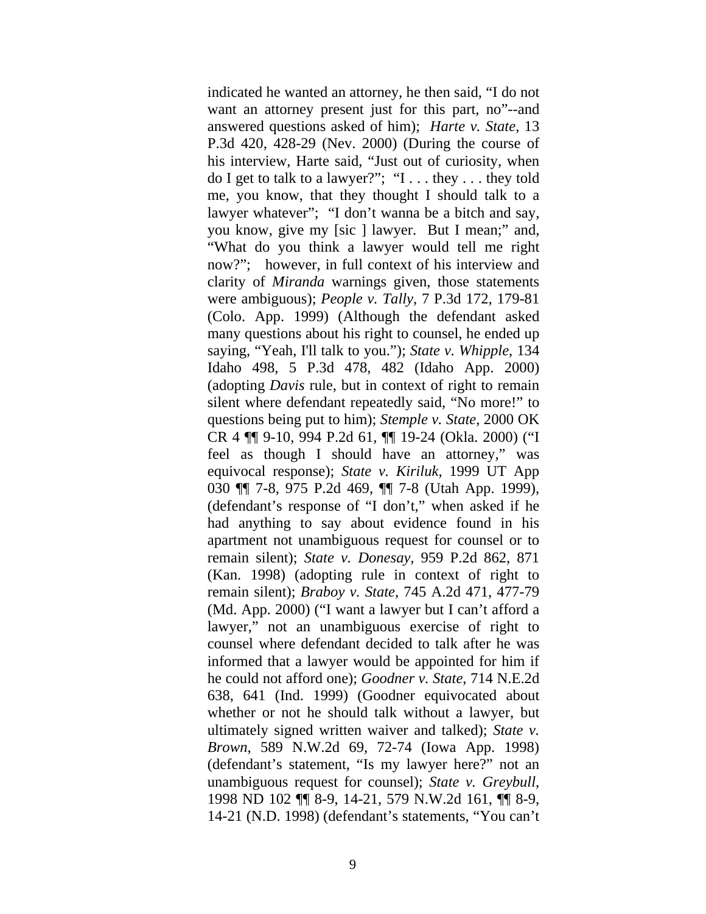indicated he wanted an attorney, he then said, "I do not want an attorney present just for this part, no"--and answered questions asked of him); *Harte v. State*, 13 P.3d 420, 428-29 (Nev. 2000) (During the course of his interview, Harte said, "Just out of curiosity, when do I get to talk to a lawyer?"; "I . . . they . . . they told me, you know, that they thought I should talk to a lawyer whatever"; "I don't wanna be a bitch and say, you know, give my [sic ] lawyer. But I mean;" and, "What do you think a lawyer would tell me right now?"; however, in full context of his interview and clarity of *Miranda* warnings given, those statements were ambiguous); *People v. Tally*, 7 P.3d 172, 179-81 (Colo. App. 1999) (Although the defendant asked many questions about his right to counsel, he ended up saying, "Yeah, I'll talk to you."); *State v. Whipple*, 134 Idaho 498, 5 P.3d 478, 482 (Idaho App. 2000) (adopting *Davis* rule, but in context of right to remain silent where defendant repeatedly said, "No more!" to questions being put to him); *Stemple v. State*, 2000 OK CR 4 ¶¶ 9-10, 994 P.2d 61, ¶¶ 19-24 (Okla. 2000) ("I feel as though I should have an attorney," was equivocal response); *State v. Kiriluk*, 1999 UT App 030 ¶¶ 7-8, 975 P.2d 469, ¶¶ 7-8 (Utah App. 1999), (defendant's response of "I don't," when asked if he had anything to say about evidence found in his apartment not unambiguous request for counsel or to remain silent); *State v. Donesay*, 959 P.2d 862, 871 (Kan. 1998) (adopting rule in context of right to remain silent); *Braboy v. State*, 745 A.2d 471, 477-79 (Md. App. 2000) ("I want a lawyer but I can't afford a lawyer," not an unambiguous exercise of right to counsel where defendant decided to talk after he was informed that a lawyer would be appointed for him if he could not afford one); *Goodner v. State*, 714 N.E.2d 638, 641 (Ind. 1999) (Goodner equivocated about whether or not he should talk without a lawyer, but ultimately signed written waiver and talked); *State v. Brown*, 589 N.W.2d 69, 72-74 (Iowa App. 1998) (defendant's statement, "Is my lawyer here?" not an unambiguous request for counsel); *State v. Greybull*, 1998 ND 102 ¶¶ 8-9, 14-21, 579 N.W.2d 161, ¶¶ 8-9, 14-21 (N.D. 1998) (defendant's statements, "You can't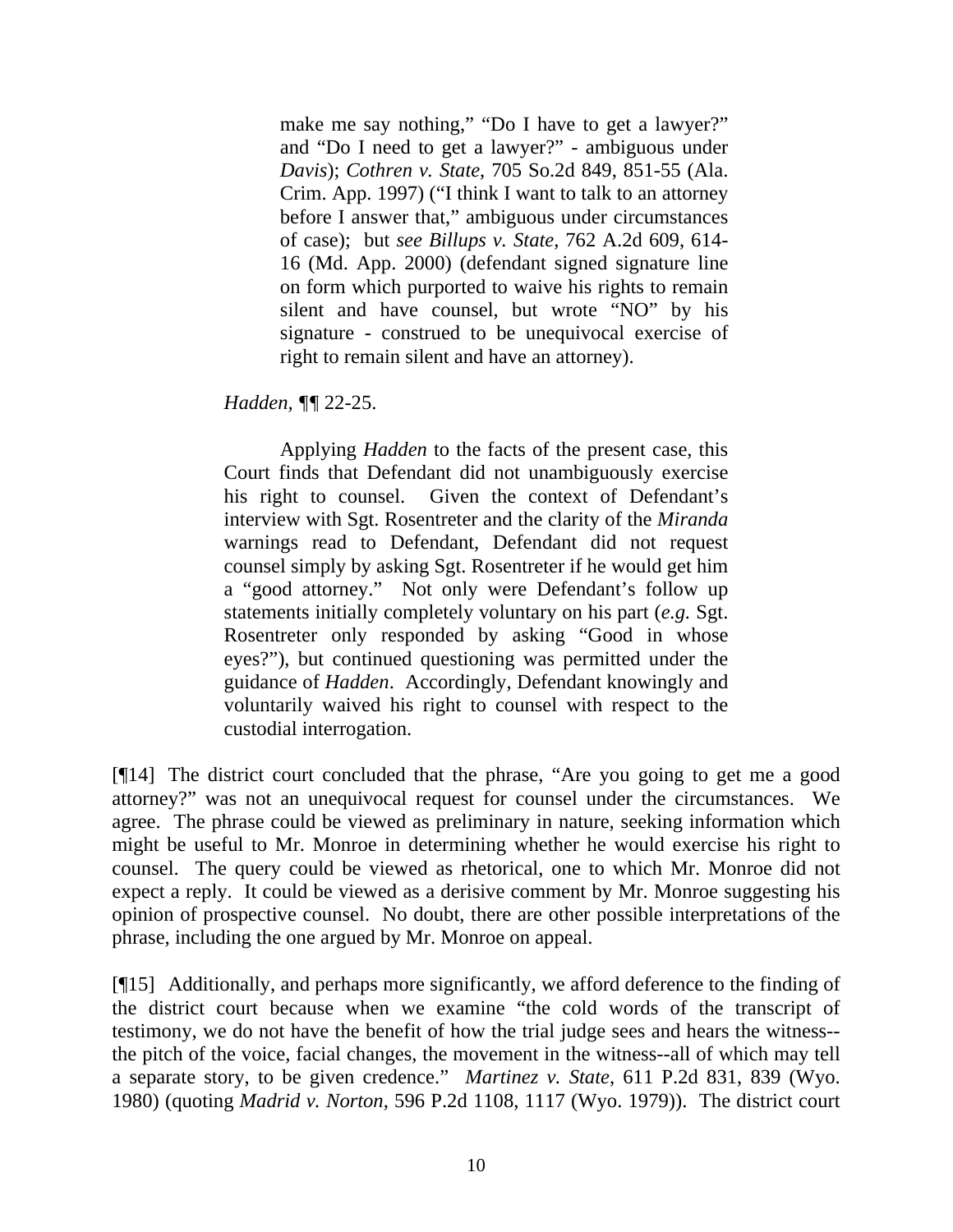> make me say nothing," "Do I have to get a lawyer?" and "Do I need to get a lawyer?" - ambiguous under *Davis*); *Cothren v. State*, 705 So.2d 849, 851-55 (Ala. Crim. App. 1997) ("I think I want to talk to an attorney before I answer that," ambiguous under circumstances of case); but *see Billups v. State*, 762 A.2d 609, 614-16 (Md. App. 2000) (defendant signed signature line on form which purported to waive his rights to remain silent and have counsel, but wrote "NO" by his signature - construed to be unequivocal exercise of right to remain silent and have an attorney).
>
> *Hadden,* ¶¶ 22-25.
>
> Applying *Hadden* to the facts of the present case, this Court finds that Defendant did not unambiguously exercise his right to counsel. Given the context of Defendant's interview with Sgt. Rosentreter and the clarity of the *Miranda* warnings read to Defendant, Defendant did not request counsel simply by asking Sgt. Rosentreter if he would get him a "good attorney." Not only were Defendant's follow up statements initially completely voluntary on his part (*e.g.* Sgt. Rosentreter only responded by asking "Good in whose eyes?"), but continued questioning was permitted under the guidance of *Hadden*. Accordingly, Defendant knowingly and voluntarily waived his right to counsel with respect to the custodial interrogation.

[¶14] The district court concluded that the phrase, "Are you going to get me a good attorney?" was not an unequivocal request for counsel under the circumstances. We agree. The phrase could be viewed as preliminary in nature, seeking information which might be useful to Mr. Monroe in determining whether he would exercise his right to counsel. The query could be viewed as rhetorical, one to which Mr. Monroe did not expect a reply. It could be viewed as a derisive comment by Mr. Monroe suggesting his opinion of prospective counsel. No doubt, there are other possible interpretations of the phrase, including the one argued by Mr. Monroe on appeal.

[¶15] Additionally, and perhaps more significantly, we afford deference to the finding of the district court because when we examine "the cold words of the transcript of testimony, we do not have the benefit of how the trial judge sees and hears the witness--the pitch of the voice, facial changes, the movement in the witness--all of which may tell a separate story, to be given credence." *Martinez v. State*, 611 P.2d 831, 839 (Wyo. 1980) (quoting *Madrid v. Norton,* 596 P.2d 1108, 1117 (Wyo. 1979)). The district court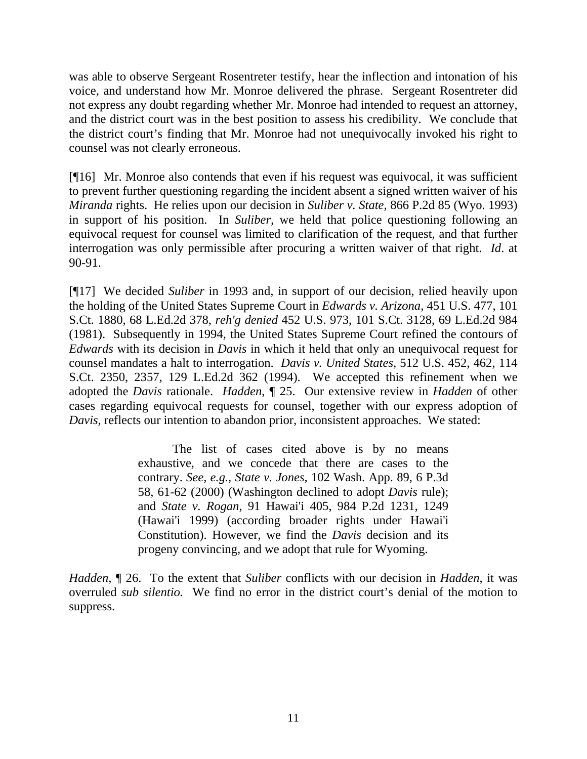was able to observe Sergeant Rosentreter testify, hear the inflection and intonation of his voice, and understand how Mr. Monroe delivered the phrase. Sergeant Rosentreter did not express any doubt regarding whether Mr. Monroe had intended to request an attorney, and the district court was in the best position to assess his credibility. We conclude that the district court's finding that Mr. Monroe had not unequivocally invoked his right to counsel was not clearly erroneous.

[¶16] Mr. Monroe also contends that even if his request was equivocal, it was sufficient to prevent further questioning regarding the incident absent a signed written waiver of his *Miranda* rights. He relies upon our decision in *Suliber v. State*, 866 P.2d 85 (Wyo. 1993) in support of his position. In *Suliber*, we held that police questioning following an equivocal request for counsel was limited to clarification of the request, and that further interrogation was only permissible after procuring a written waiver of that right. *Id*. at 90-91.

[¶17] We decided *Suliber* in 1993 and, in support of our decision, relied heavily upon the holding of the United States Supreme Court in *Edwards v. Arizona*, 451 U.S. 477, 101 S.Ct. 1880, 68 L.Ed.2d 378, *reh'g denied* 452 U.S. 973, 101 S.Ct. 3128, 69 L.Ed.2d 984 (1981). Subsequently in 1994, the United States Supreme Court refined the contours of *Edwards* with its decision in *Davis* in which it held that only an unequivocal request for counsel mandates a halt to interrogation. *Davis v. United States*, 512 U.S. 452, 462, 114 S.Ct. 2350, 2357, 129 L.Ed.2d 362 (1994). We accepted this refinement when we adopted the *Davis* rationale. *Hadden*, ¶ 25. Our extensive review in *Hadden* of other cases regarding equivocal requests for counsel, together with our express adoption of *Davis*, reflects our intention to abandon prior, inconsistent approaches. We stated:

> The list of cases cited above is by no means exhaustive, and we concede that there are cases to the contrary. *See, e.g.*, *State v. Jones*, 102 Wash. App. 89, 6 P.3d 58, 61-62 (2000) (Washington declined to adopt *Davis* rule); and *State v. Rogan*, 91 Hawai'i 405, 984 P.2d 1231, 1249 (Hawai'i 1999) (according broader rights under Hawai'i Constitution). However, we find the *Davis* decision and its progeny convincing, and we adopt that rule for Wyoming.

*Hadden*, ¶ 26. To the extent that *Suliber* conflicts with our decision in *Hadden*, it was overruled *sub silentio.* We find no error in the district court's denial of the motion to suppress.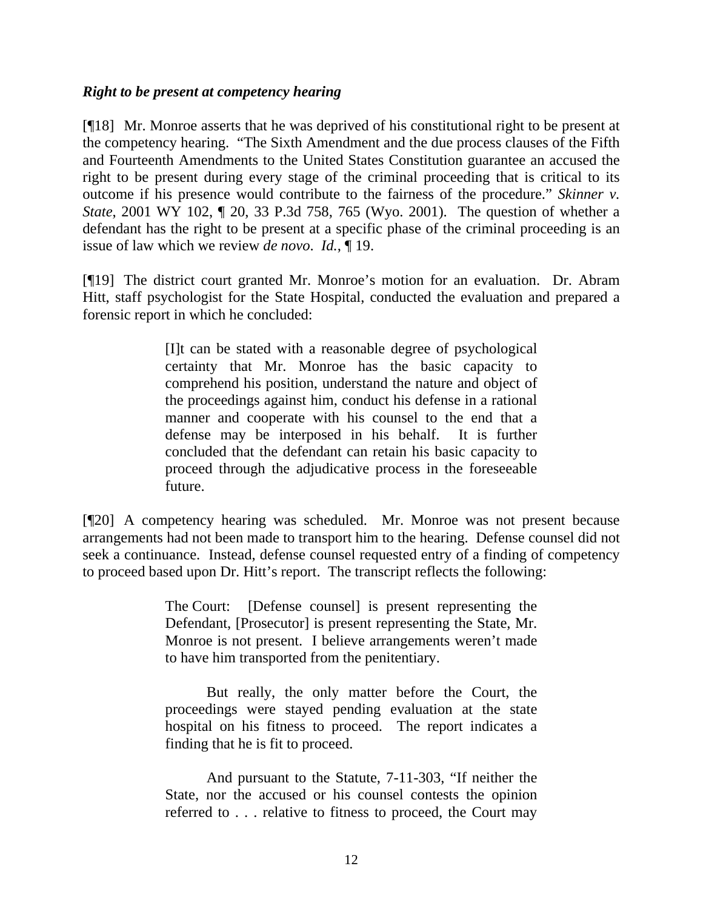***Right to be present at competency hearing***

[¶18] Mr. Monroe asserts that he was deprived of his constitutional right to be present at the competency hearing. "The Sixth Amendment and the due process clauses of the Fifth and Fourteenth Amendments to the United States Constitution guarantee an accused the right to be present during every stage of the criminal proceeding that is critical to its outcome if his presence would contribute to the fairness of the procedure." *Skinner v. State*, 2001 WY 102, ¶ 20, 33 P.3d 758, 765 (Wyo. 2001). The question of whether a defendant has the right to be present at a specific phase of the criminal proceeding is an issue of law which we review *de novo*. *Id.*, ¶ 19.

[¶19] The district court granted Mr. Monroe's motion for an evaluation. Dr. Abram Hitt, staff psychologist for the State Hospital, conducted the evaluation and prepared a forensic report in which he concluded:

> [I]t can be stated with a reasonable degree of psychological certainty that Mr. Monroe has the basic capacity to comprehend his position, understand the nature and object of the proceedings against him, conduct his defense in a rational manner and cooperate with his counsel to the end that a defense may be interposed in his behalf. It is further concluded that the defendant can retain his basic capacity to proceed through the adjudicative process in the foreseeable future.

[¶20] A competency hearing was scheduled. Mr. Monroe was not present because arrangements had not been made to transport him to the hearing. Defense counsel did not seek a continuance. Instead, defense counsel requested entry of a finding of competency to proceed based upon Dr. Hitt's report. The transcript reflects the following:

> The Court: [Defense counsel] is present representing the Defendant, [Prosecutor] is present representing the State, Mr. Monroe is not present. I believe arrangements weren't made to have him transported from the penitentiary.
>
> But really, the only matter before the Court, the proceedings were stayed pending evaluation at the state hospital on his fitness to proceed. The report indicates a finding that he is fit to proceed.
>
> And pursuant to the Statute, 7-11-303, "If neither the State, nor the accused or his counsel contests the opinion referred to . . . relative to fitness to proceed, the Court may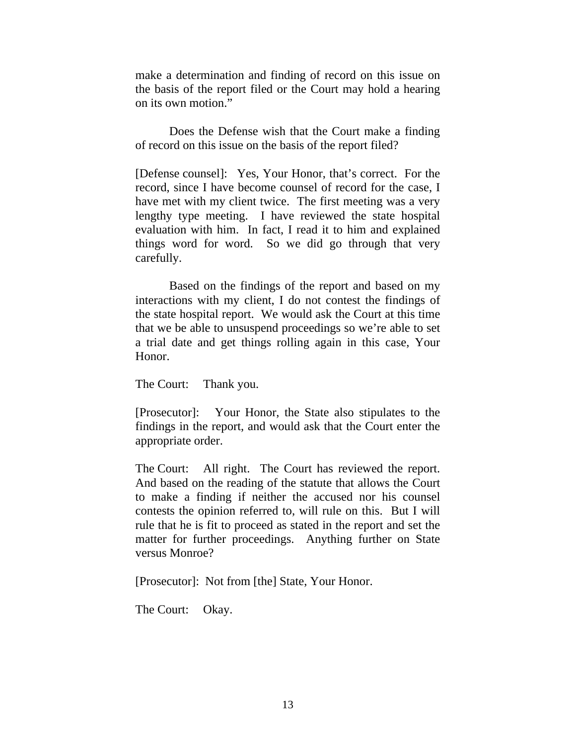make a determination and finding of record on this issue on the basis of the report filed or the Court may hold a hearing on its own motion."

Does the Defense wish that the Court make a finding of record on this issue on the basis of the report filed?

[Defense counsel]: Yes, Your Honor, that's correct. For the record, since I have become counsel of record for the case, I have met with my client twice. The first meeting was a very lengthy type meeting. I have reviewed the state hospital evaluation with him. In fact, I read it to him and explained things word for word. So we did go through that very carefully.

Based on the findings of the report and based on my interactions with my client, I do not contest the findings of the state hospital report. We would ask the Court at this time that we be able to unsuspend proceedings so we're able to set a trial date and get things rolling again in this case, Your Honor.

The Court: Thank you.

[Prosecutor]: Your Honor, the State also stipulates to the findings in the report, and would ask that the Court enter the appropriate order.

The Court: All right. The Court has reviewed the report. And based on the reading of the statute that allows the Court to make a finding if neither the accused nor his counsel contests the opinion referred to, will rule on this. But I will rule that he is fit to proceed as stated in the report and set the matter for further proceedings. Anything further on State versus Monroe?

[Prosecutor]: Not from [the] State, Your Honor.

The Court: Okay.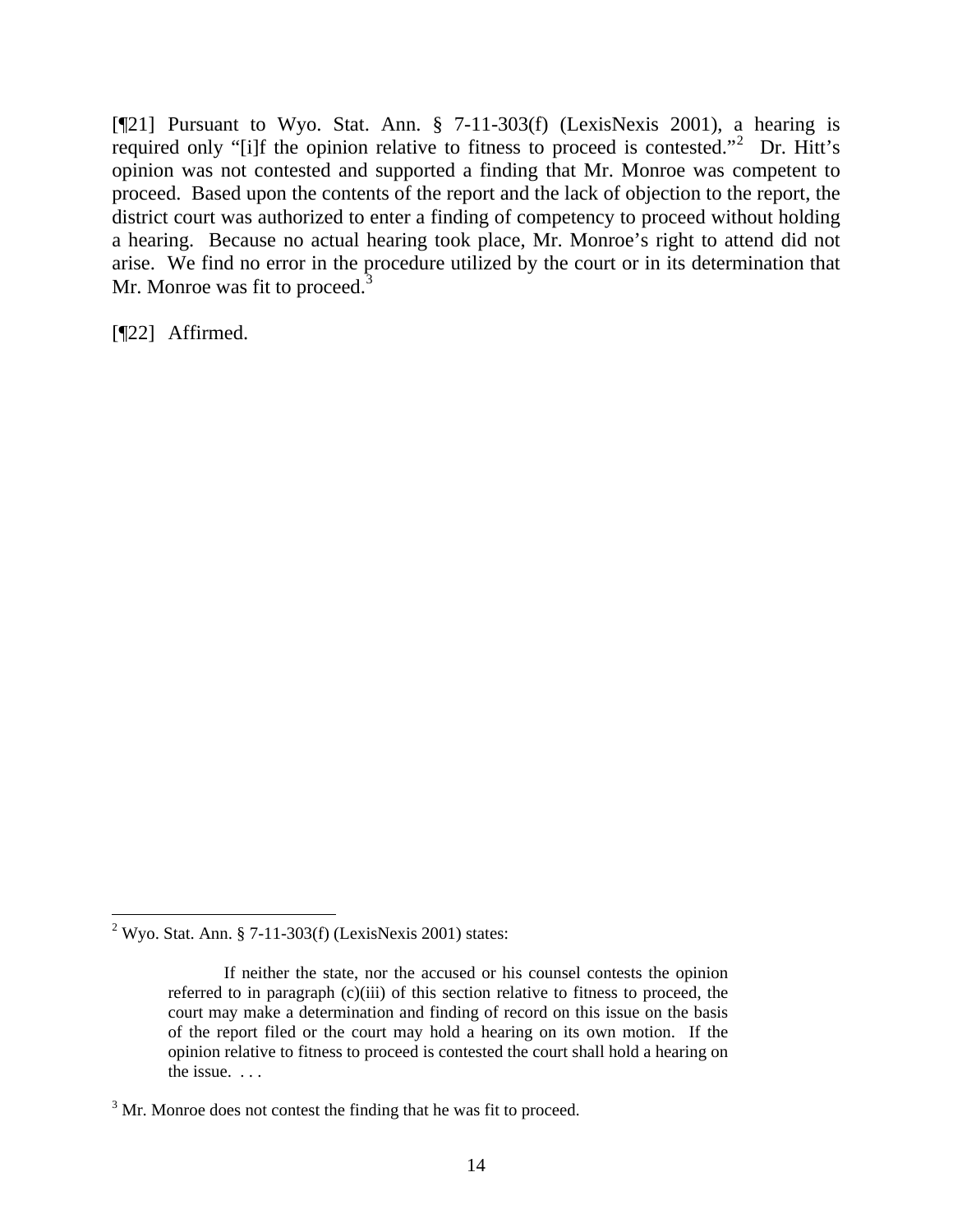[¶21] Pursuant to Wyo. Stat. Ann. § 7-11-303(f) (LexisNexis 2001), a hearing is required only "[i]f the opinion relative to fitness to proceed is contested."[2] Dr. Hitt's opinion was not contested and supported a finding that Mr. Monroe was competent to proceed. Based upon the contents of the report and the lack of objection to the report, the district court was authorized to enter a finding of competency to proceed without holding a hearing. Because no actual hearing took place, Mr. Monroe's right to attend did not arise. We find no error in the procedure utilized by the court or in its determination that Mr. Monroe was fit to proceed.[3]

[¶22] Affirmed.

---

[2] Wyo. Stat. Ann. § 7-11-303(f) (LexisNexis 2001) states:

> If neither the state, nor the accused or his counsel contests the opinion referred to in paragraph (c)(iii) of this section relative to fitness to proceed, the court may make a determination and finding of record on this issue on the basis of the report filed or the court may hold a hearing on its own motion. If the opinion relative to fitness to proceed is contested the court shall hold a hearing on the issue. . . .

[3] Mr. Monroe does not contest the finding that he was fit to proceed.